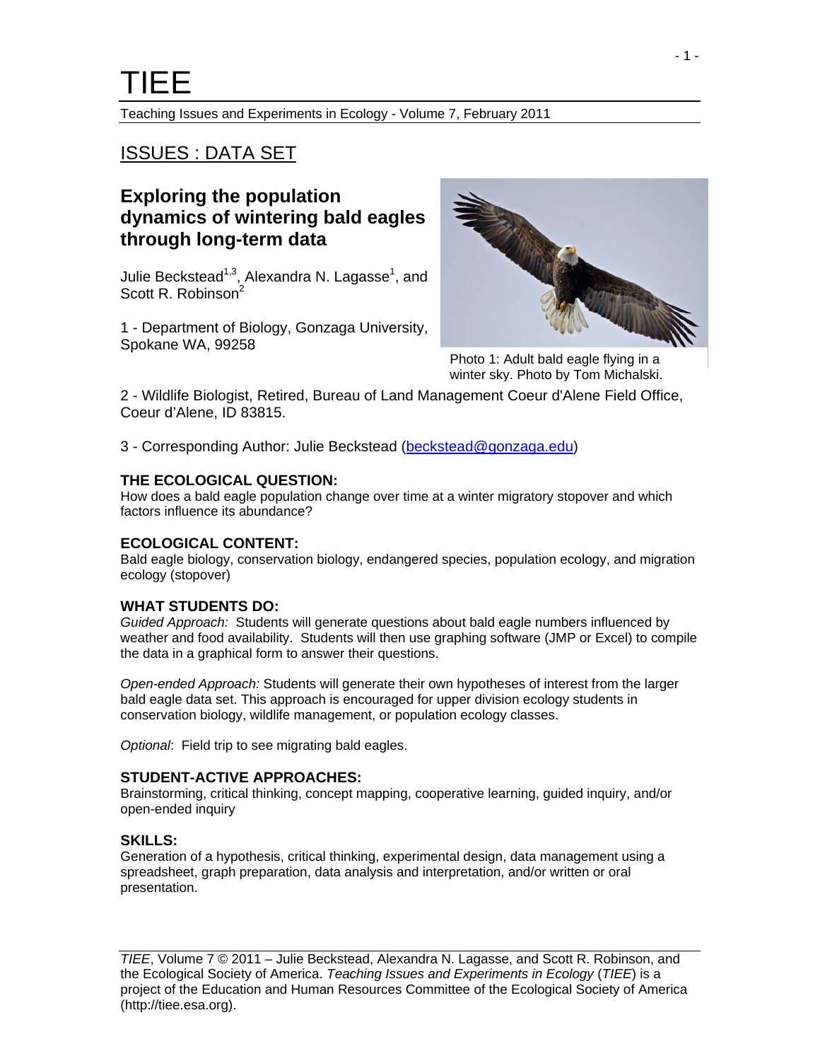# TIEE

Teaching Issues and Experiments in Ecology - Volume 7, February 2011

## ISSUES : DATA SET

## Exploring the population dynamics of wintering bald eagles through long-term data

Julie Beckstead[1,3], Alexandra N. Lagasse[1], and Scott R. Robinson[2]

1 - Department of Biology, Gonzaga University, Spokane WA, 99258

Photo 1: Adult bald eagle flying in a winter sky. Photo by Tom Michalski.

2 - Wildlife Biologist, Retired, Bureau of Land Management Coeur d'Alene Field Office, Coeur d'Alene, ID 83815.

3 - Corresponding Author: Julie Beckstead (beckstead@gonzaga.edu)

### THE ECOLOGICAL QUESTION:

How does a bald eagle population change over time at a winter migratory stopover and which factors influence its abundance?

### ECOLOGICAL CONTENT:

Bald eagle biology, conservation biology, endangered species, population ecology, and migration ecology (stopover)

### WHAT STUDENTS DO:

*Guided Approach:* Students will generate questions about bald eagle numbers influenced by weather and food availability. Students will then use graphing software (JMP or Excel) to compile the data in a graphical form to answer their questions.

*Open-ended Approach:* Students will generate their own hypotheses of interest from the larger bald eagle data set. This approach is encouraged for upper division ecology students in conservation biology, wildlife management, or population ecology classes.

*Optional*: Field trip to see migrating bald eagles.

### STUDENT-ACTIVE APPROACHES:

Brainstorming, critical thinking, concept mapping, cooperative learning, guided inquiry, and/or open-ended inquiry

### SKILLS:

Generation of a hypothesis, critical thinking, experimental design, data management using a spreadsheet, graph preparation, data analysis and interpretation, and/or written or oral presentation.

*TIEE*, Volume 7 © 2011 – Julie Beckstead, Alexandra N. Lagasse, and Scott R. Robinson, and the Ecological Society of America. *Teaching Issues and Experiments in Ecology* (*TIEE*) is a project of the Education and Human Resources Committee of the Ecological Society of America (http://tiee.esa.org).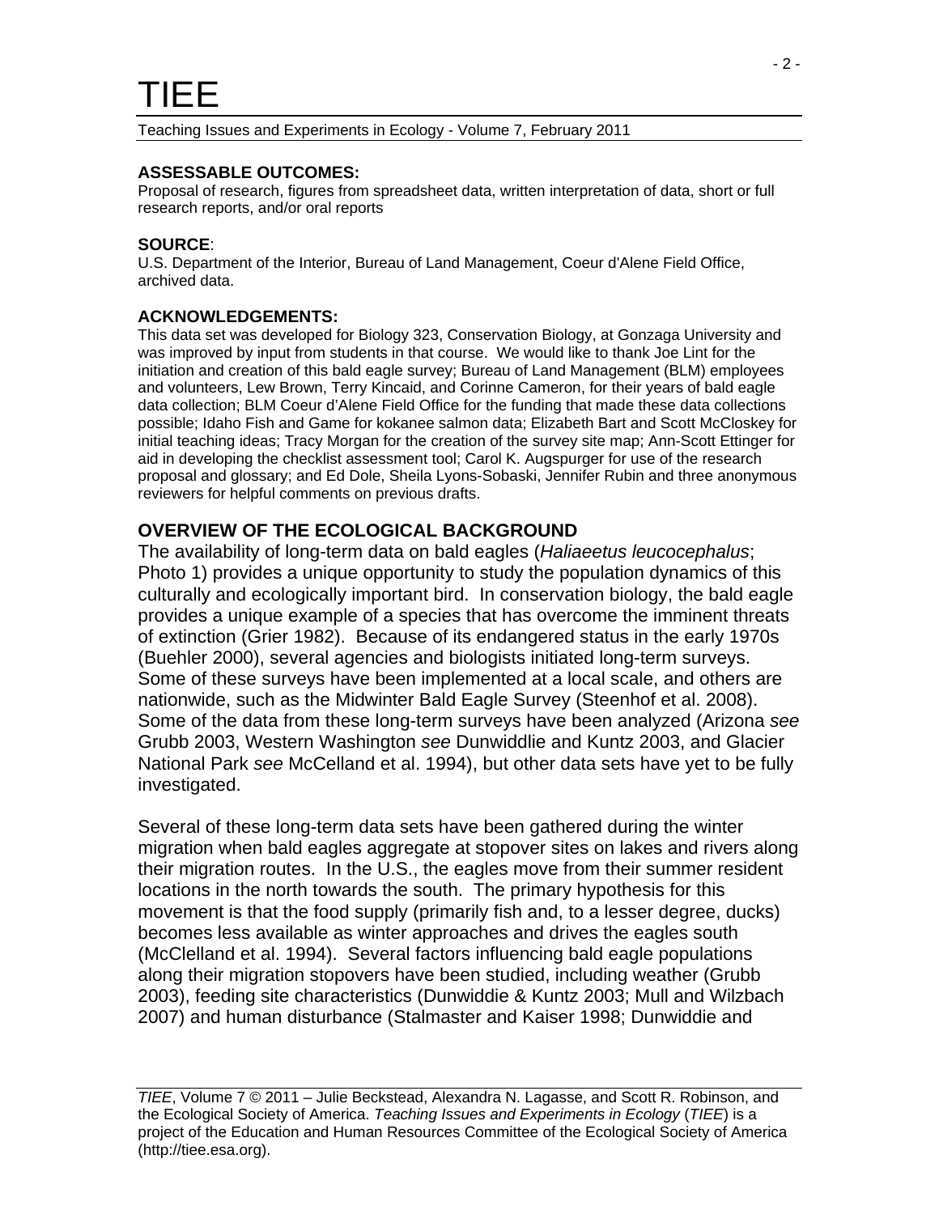**ASSESSABLE OUTCOMES:**
Proposal of research, figures from spreadsheet data, written interpretation of data, short or full research reports, and/or oral reports

**SOURCE**:
U.S. Department of the Interior, Bureau of Land Management, Coeur d'Alene Field Office, archived data.

**ACKNOWLEDGEMENTS:**
This data set was developed for Biology 323, Conservation Biology, at Gonzaga University and was improved by input from students in that course. We would like to thank Joe Lint for the initiation and creation of this bald eagle survey; Bureau of Land Management (BLM) employees and volunteers, Lew Brown, Terry Kincaid, and Corinne Cameron, for their years of bald eagle data collection; BLM Coeur d'Alene Field Office for the funding that made these data collections possible; Idaho Fish and Game for kokanee salmon data; Elizabeth Bart and Scott McCloskey for initial teaching ideas; Tracy Morgan for the creation of the survey site map; Ann-Scott Ettinger for aid in developing the checklist assessment tool; Carol K. Augspurger for use of the research proposal and glossary; and Ed Dole, Sheila Lyons-Sobaski, Jennifer Rubin and three anonymous reviewers for helpful comments on previous drafts.

## OVERVIEW OF THE ECOLOGICAL BACKGROUND

The availability of long-term data on bald eagles (*Haliaeetus leucocephalus*; Photo 1) provides a unique opportunity to study the population dynamics of this culturally and ecologically important bird. In conservation biology, the bald eagle provides a unique example of a species that has overcome the imminent threats of extinction (Grier 1982). Because of its endangered status in the early 1970s (Buehler 2000), several agencies and biologists initiated long-term surveys. Some of these surveys have been implemented at a local scale, and others are nationwide, such as the Midwinter Bald Eagle Survey (Steenhof et al. 2008). Some of the data from these long-term surveys have been analyzed (Arizona *see* Grubb 2003, Western Washington *see* Dunwiddlie and Kuntz 2003, and Glacier National Park *see* McCelland et al. 1994), but other data sets have yet to be fully investigated.

Several of these long-term data sets have been gathered during the winter migration when bald eagles aggregate at stopover sites on lakes and rivers along their migration routes. In the U.S., the eagles move from their summer resident locations in the north towards the south. The primary hypothesis for this movement is that the food supply (primarily fish and, to a lesser degree, ducks) becomes less available as winter approaches and drives the eagles south (McClelland et al. 1994). Several factors influencing bald eagle populations along their migration stopovers have been studied, including weather (Grubb 2003), feeding site characteristics (Dunwiddie & Kuntz 2003; Mull and Wilzbach 2007) and human disturbance (Stalmaster and Kaiser 1998; Dunwiddie and

*TIEE*, Volume 7 © 2011 – Julie Beckstead, Alexandra N. Lagasse, and Scott R. Robinson, and the Ecological Society of America. *Teaching Issues and Experiments in Ecology* (*TIEE*) is a project of the Education and Human Resources Committee of the Ecological Society of America (http://tiee.esa.org).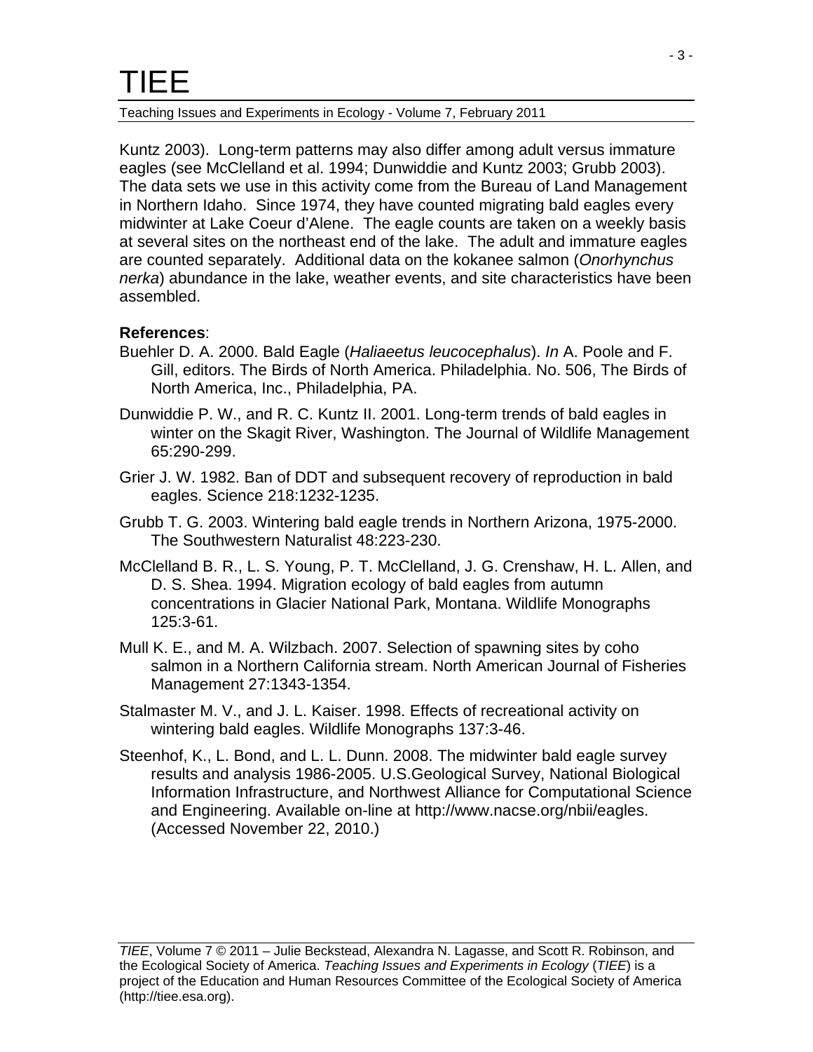Kuntz 2003). Long-term patterns may also differ among adult versus immature eagles (see McClelland et al. 1994; Dunwiddie and Kuntz 2003; Grubb 2003). The data sets we use in this activity come from the Bureau of Land Management in Northern Idaho. Since 1974, they have counted migrating bald eagles every midwinter at Lake Coeur d'Alene. The eagle counts are taken on a weekly basis at several sites on the northeast end of the lake. The adult and immature eagles are counted separately. Additional data on the kokanee salmon (*Onorhynchus nerka*) abundance in the lake, weather events, and site characteristics have been assembled.

**References**:

Buehler D. A. 2000. Bald Eagle (*Haliaeetus leucocephalus*). *In* A. Poole and F. Gill, editors. The Birds of North America. Philadelphia. No. 506, The Birds of North America, Inc., Philadelphia, PA.

Dunwiddie P. W., and R. C. Kuntz II. 2001. Long-term trends of bald eagles in winter on the Skagit River, Washington. The Journal of Wildlife Management 65:290-299.

Grier J. W. 1982. Ban of DDT and subsequent recovery of reproduction in bald eagles. Science 218:1232-1235.

Grubb T. G. 2003. Wintering bald eagle trends in Northern Arizona, 1975-2000. The Southwestern Naturalist 48:223-230.

McClelland B. R., L. S. Young, P. T. McClelland, J. G. Crenshaw, H. L. Allen, and D. S. Shea. 1994. Migration ecology of bald eagles from autumn concentrations in Glacier National Park, Montana. Wildlife Monographs 125:3-61.

Mull K. E., and M. A. Wilzbach. 2007. Selection of spawning sites by coho salmon in a Northern California stream. North American Journal of Fisheries Management 27:1343-1354.

Stalmaster M. V., and J. L. Kaiser. 1998. Effects of recreational activity on wintering bald eagles. Wildlife Monographs 137:3-46.

Steenhof, K., L. Bond, and L. L. Dunn. 2008. The midwinter bald eagle survey results and analysis 1986-2005. U.S.Geological Survey, National Biological Information Infrastructure, and Northwest Alliance for Computational Science and Engineering. Available on-line at http://www.nacse.org/nbii/eagles. (Accessed November 22, 2010.)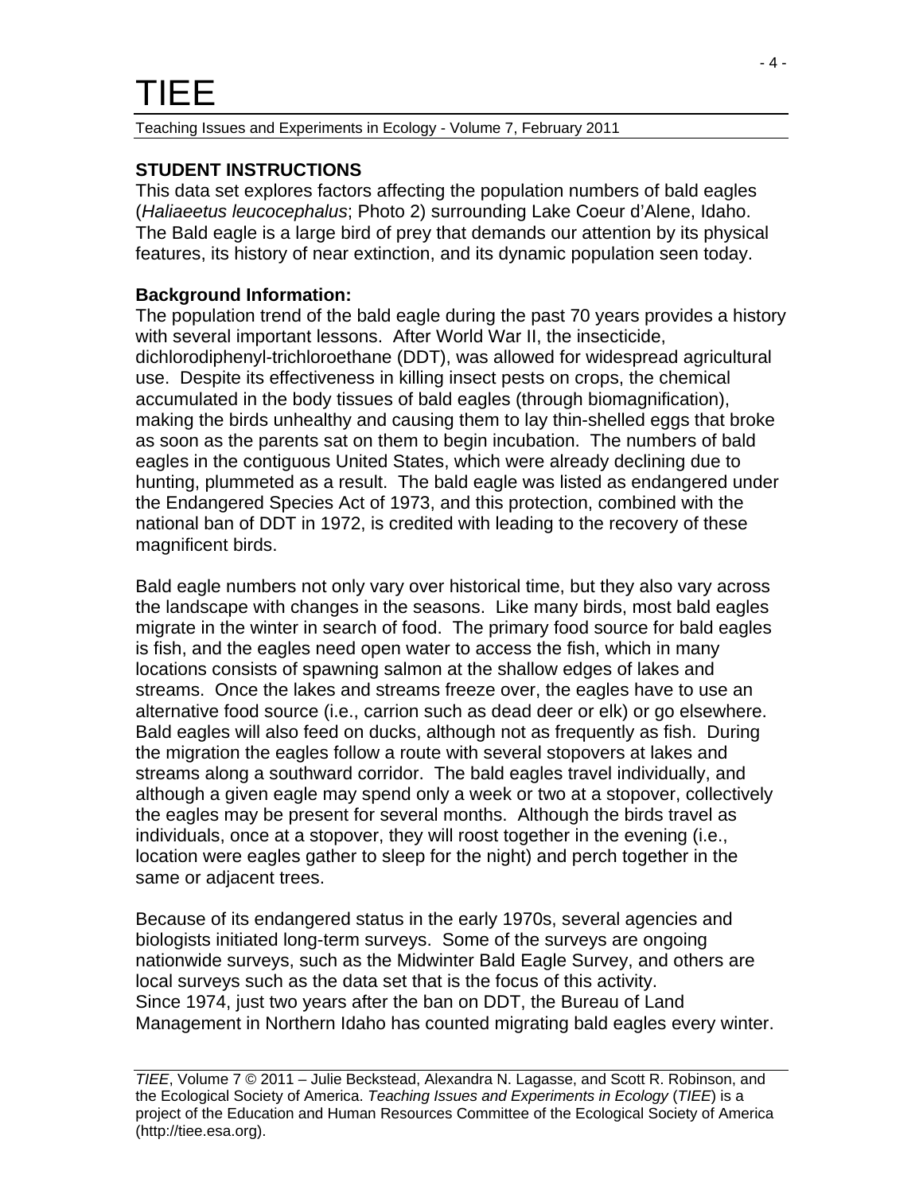**STUDENT INSTRUCTIONS**

This data set explores factors affecting the population numbers of bald eagles (*Haliaeetus leucocephalus*; Photo 2) surrounding Lake Coeur d'Alene, Idaho. The Bald eagle is a large bird of prey that demands our attention by its physical features, its history of near extinction, and its dynamic population seen today.

**Background Information:**

The population trend of the bald eagle during the past 70 years provides a history with several important lessons. After World War II, the insecticide, dichlorodiphenyl-trichloroethane (DDT), was allowed for widespread agricultural use. Despite its effectiveness in killing insect pests on crops, the chemical accumulated in the body tissues of bald eagles (through biomagnification), making the birds unhealthy and causing them to lay thin-shelled eggs that broke as soon as the parents sat on them to begin incubation. The numbers of bald eagles in the contiguous United States, which were already declining due to hunting, plummeted as a result. The bald eagle was listed as endangered under the Endangered Species Act of 1973, and this protection, combined with the national ban of DDT in 1972, is credited with leading to the recovery of these magnificent birds.

Bald eagle numbers not only vary over historical time, but they also vary across the landscape with changes in the seasons. Like many birds, most bald eagles migrate in the winter in search of food. The primary food source for bald eagles is fish, and the eagles need open water to access the fish, which in many locations consists of spawning salmon at the shallow edges of lakes and streams. Once the lakes and streams freeze over, the eagles have to use an alternative food source (i.e., carrion such as dead deer or elk) or go elsewhere. Bald eagles will also feed on ducks, although not as frequently as fish. During the migration the eagles follow a route with several stopovers at lakes and streams along a southward corridor. The bald eagles travel individually, and although a given eagle may spend only a week or two at a stopover, collectively the eagles may be present for several months. Although the birds travel as individuals, once at a stopover, they will roost together in the evening (i.e., location were eagles gather to sleep for the night) and perch together in the same or adjacent trees.

Because of its endangered status in the early 1970s, several agencies and biologists initiated long-term surveys. Some of the surveys are ongoing nationwide surveys, such as the Midwinter Bald Eagle Survey, and others are local surveys such as the data set that is the focus of this activity.
Since 1974, just two years after the ban on DDT, the Bureau of Land Management in Northern Idaho has counted migrating bald eagles every winter.

*TIEE*, Volume 7 © 2011 – Julie Beckstead, Alexandra N. Lagasse, and Scott R. Robinson, and the Ecological Society of America. *Teaching Issues and Experiments in Ecology* (*TIEE*) is a project of the Education and Human Resources Committee of the Ecological Society of America (http://tiee.esa.org).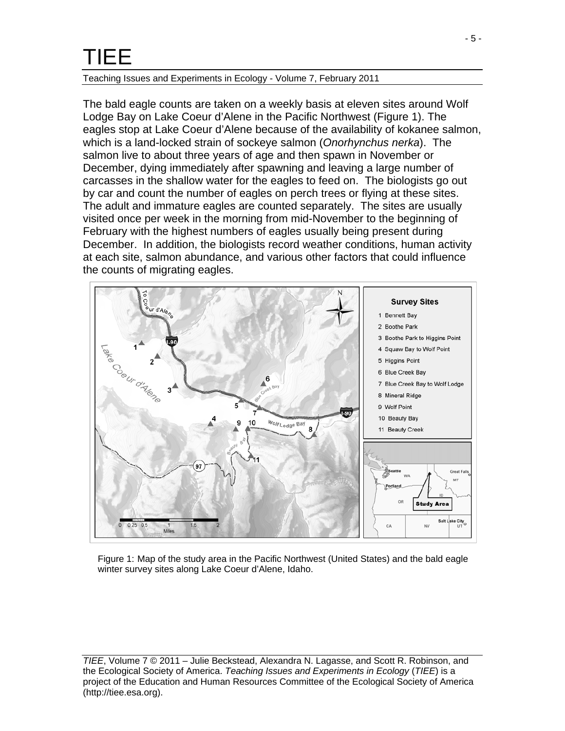The bald eagle counts are taken on a weekly basis at eleven sites around Wolf Lodge Bay on Lake Coeur d'Alene in the Pacific Northwest (Figure 1). The eagles stop at Lake Coeur d'Alene because of the availability of kokanee salmon, which is a land-locked strain of sockeye salmon (*Onorhynchus nerka*). The salmon live to about three years of age and then spawn in November or December, dying immediately after spawning and leaving a large number of carcasses in the shallow water for the eagles to feed on. The biologists go out by car and count the number of eagles on perch trees or flying at these sites. The adult and immature eagles are counted separately. The sites are usually visited once per week in the morning from mid-November to the beginning of February with the highest numbers of eagles usually being present during December. In addition, the biologists record weather conditions, human activity at each site, salmon abundance, and various other factors that could influence the counts of migrating eagles.

**Survey Sites**

1. Bennett Bay
2. Boothe Park
3. Boothe Park to Higgins Point
4. Squaw Bay to Wolf Point
5. Higgins Point
6. Blue Creek Bay
7. Blue Creek Bay to Wolf Lodge
8. Mineral Ridge
9. Wolf Point
10. Beauty Bay
11. Beauty Creek

Figure 1: Map of the study area in the Pacific Northwest (United States) and the bald eagle winter survey sites along Lake Coeur d'Alene, Idaho.

*TIEE*, Volume 7 © 2011 – Julie Beckstead, Alexandra N. Lagasse, and Scott R. Robinson, and the Ecological Society of America. *Teaching Issues and Experiments in Ecology* (*TIEE*) is a project of the Education and Human Resources Committee of the Ecological Society of America (http://tiee.esa.org).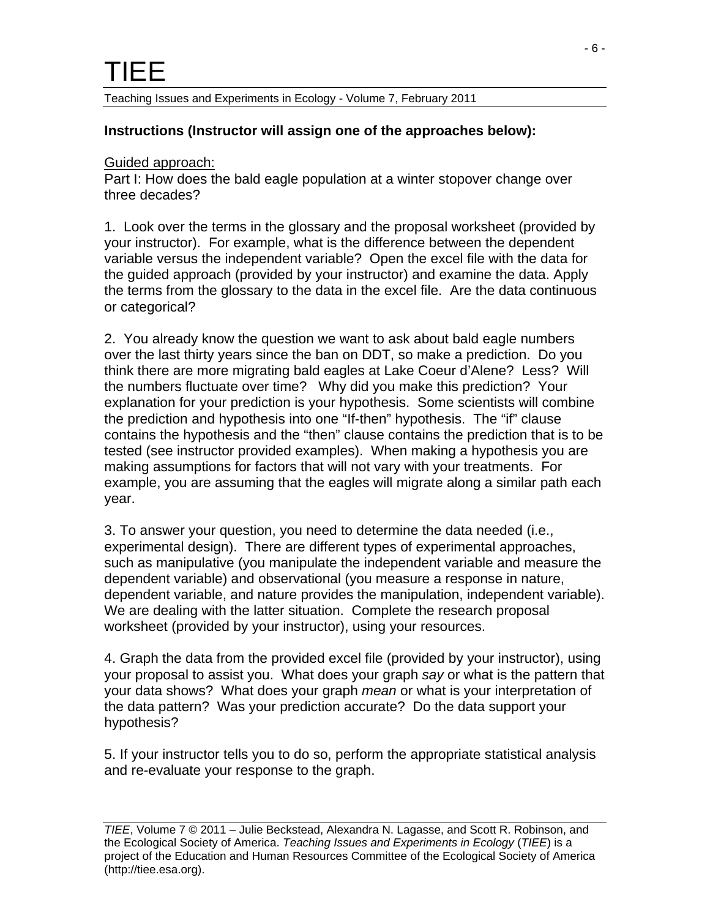**Instructions (Instructor will assign one of the approaches below):**

Guided approach:

Part I: How does the bald eagle population at a winter stopover change over three decades?

1. Look over the terms in the glossary and the proposal worksheet (provided by your instructor). For example, what is the difference between the dependent variable versus the independent variable? Open the excel file with the data for the guided approach (provided by your instructor) and examine the data. Apply the terms from the glossary to the data in the excel file. Are the data continuous or categorical?

2. You already know the question we want to ask about bald eagle numbers over the last thirty years since the ban on DDT, so make a prediction. Do you think there are more migrating bald eagles at Lake Coeur d'Alene? Less? Will the numbers fluctuate over time? Why did you make this prediction? Your explanation for your prediction is your hypothesis. Some scientists will combine the prediction and hypothesis into one "If-then" hypothesis. The "if" clause contains the hypothesis and the "then" clause contains the prediction that is to be tested (see instructor provided examples). When making a hypothesis you are making assumptions for factors that will not vary with your treatments. For example, you are assuming that the eagles will migrate along a similar path each year.

3. To answer your question, you need to determine the data needed (i.e., experimental design). There are different types of experimental approaches, such as manipulative (you manipulate the independent variable and measure the dependent variable) and observational (you measure a response in nature, dependent variable, and nature provides the manipulation, independent variable). We are dealing with the latter situation. Complete the research proposal worksheet (provided by your instructor), using your resources.

4. Graph the data from the provided excel file (provided by your instructor), using your proposal to assist you. What does your graph *say* or what is the pattern that your data shows? What does your graph *mean* or what is your interpretation of the data pattern? Was your prediction accurate? Do the data support your hypothesis?

5. If your instructor tells you to do so, perform the appropriate statistical analysis and re-evaluate your response to the graph.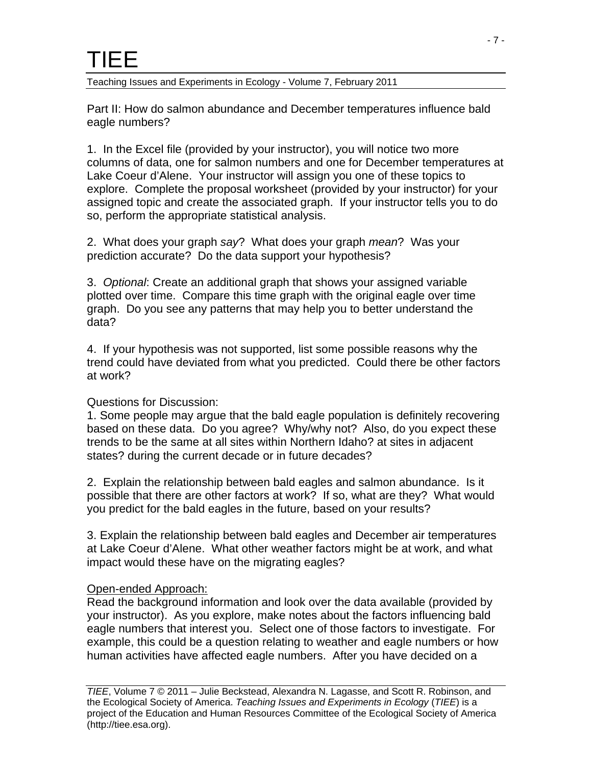Part II: How do salmon abundance and December temperatures influence bald eagle numbers?

1. In the Excel file (provided by your instructor), you will notice two more columns of data, one for salmon numbers and one for December temperatures at Lake Coeur d'Alene. Your instructor will assign you one of these topics to explore. Complete the proposal worksheet (provided by your instructor) for your assigned topic and create the associated graph. If your instructor tells you to do so, perform the appropriate statistical analysis.

2. What does your graph *say*? What does your graph *mean*? Was your prediction accurate? Do the data support your hypothesis?

3. *Optional*: Create an additional graph that shows your assigned variable plotted over time. Compare this time graph with the original eagle over time graph. Do you see any patterns that may help you to better understand the data?

4. If your hypothesis was not supported, list some possible reasons why the trend could have deviated from what you predicted. Could there be other factors at work?

Questions for Discussion:

1. Some people may argue that the bald eagle population is definitely recovering based on these data. Do you agree? Why/why not? Also, do you expect these trends to be the same at all sites within Northern Idaho? at sites in adjacent states? during the current decade or in future decades?

2. Explain the relationship between bald eagles and salmon abundance. Is it possible that there are other factors at work? If so, what are they? What would you predict for the bald eagles in the future, based on your results?

3. Explain the relationship between bald eagles and December air temperatures at Lake Coeur d'Alene. What other weather factors might be at work, and what impact would these have on the migrating eagles?

Open-ended Approach:

Read the background information and look over the data available (provided by your instructor). As you explore, make notes about the factors influencing bald eagle numbers that interest you. Select one of those factors to investigate. For example, this could be a question relating to weather and eagle numbers or how human activities have affected eagle numbers. After you have decided on a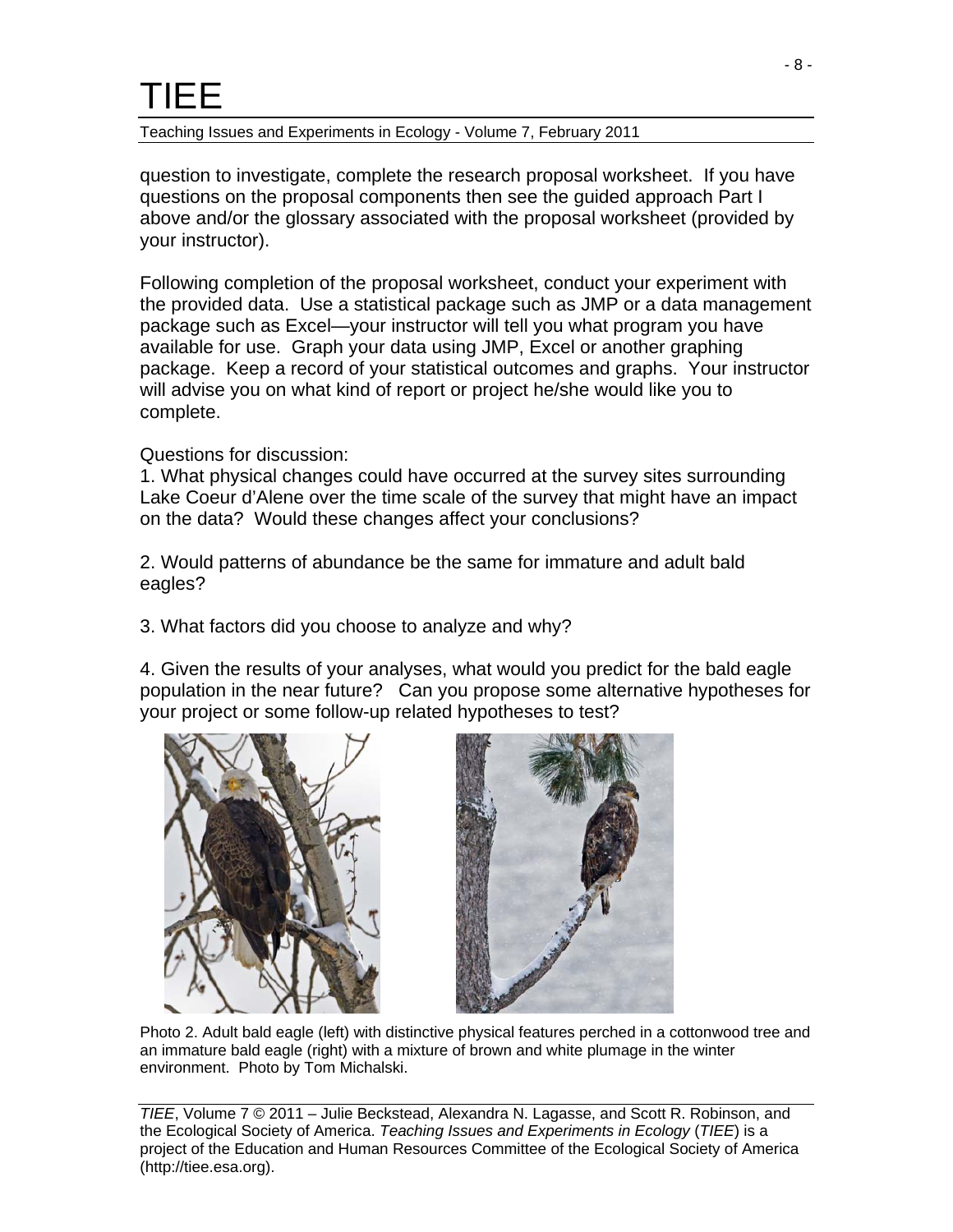question to investigate, complete the research proposal worksheet. If you have questions on the proposal components then see the guided approach Part I above and/or the glossary associated with the proposal worksheet (provided by your instructor).

Following completion of the proposal worksheet, conduct your experiment with the provided data. Use a statistical package such as JMP or a data management package such as Excel—your instructor will tell you what program you have available for use. Graph your data using JMP, Excel or another graphing package. Keep a record of your statistical outcomes and graphs. Your instructor will advise you on what kind of report or project he/she would like you to complete.

Questions for discussion:

1. What physical changes could have occurred at the survey sites surrounding Lake Coeur d'Alene over the time scale of the survey that might have an impact on the data? Would these changes affect your conclusions?

2. Would patterns of abundance be the same for immature and adult bald eagles?

3. What factors did you choose to analyze and why?

4. Given the results of your analyses, what would you predict for the bald eagle population in the near future? Can you propose some alternative hypotheses for your project or some follow-up related hypotheses to test?

Photo 2. Adult bald eagle (left) with distinctive physical features perched in a cottonwood tree and an immature bald eagle (right) with a mixture of brown and white plumage in the winter environment. Photo by Tom Michalski.

*TIEE*, Volume 7 © 2011 – Julie Beckstead, Alexandra N. Lagasse, and Scott R. Robinson, and the Ecological Society of America. *Teaching Issues and Experiments in Ecology* (*TIEE*) is a project of the Education and Human Resources Committee of the Ecological Society of America (http://tiee.esa.org).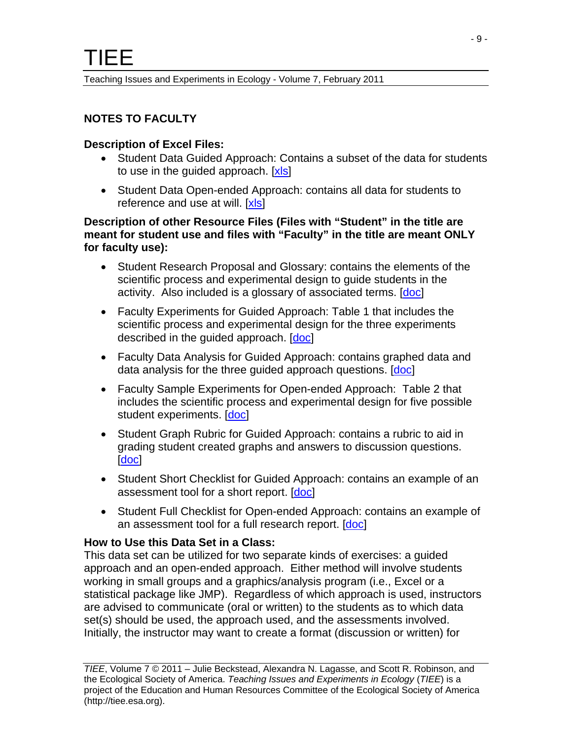## NOTES TO FACULTY

**Description of Excel Files:**

- Student Data Guided Approach: Contains a subset of the data for students to use in the guided approach. [xls]
- Student Data Open-ended Approach: contains all data for students to reference and use at will. [xls]

**Description of other Resource Files (Files with "Student" in the title are meant for student use and files with "Faculty" in the title are meant ONLY for faculty use):**

- Student Research Proposal and Glossary: contains the elements of the scientific process and experimental design to guide students in the activity. Also included is a glossary of associated terms. [doc]
- Faculty Experiments for Guided Approach: Table 1 that includes the scientific process and experimental design for the three experiments described in the guided approach. [doc]
- Faculty Data Analysis for Guided Approach: contains graphed data and data analysis for the three guided approach questions. [doc]
- Faculty Sample Experiments for Open-ended Approach: Table 2 that includes the scientific process and experimental design for five possible student experiments. [doc]
- Student Graph Rubric for Guided Approach: contains a rubric to aid in grading student created graphs and answers to discussion questions. [doc]
- Student Short Checklist for Guided Approach: contains an example of an assessment tool for a short report. [doc]
- Student Full Checklist for Open-ended Approach: contains an example of an assessment tool for a full research report. [doc]

**How to Use this Data Set in a Class:**

This data set can be utilized for two separate kinds of exercises: a guided approach and an open-ended approach. Either method will involve students working in small groups and a graphics/analysis program (i.e., Excel or a statistical package like JMP). Regardless of which approach is used, instructors are advised to communicate (oral or written) to the students as to which data set(s) should be used, the approach used, and the assessments involved. Initially, the instructor may want to create a format (discussion or written) for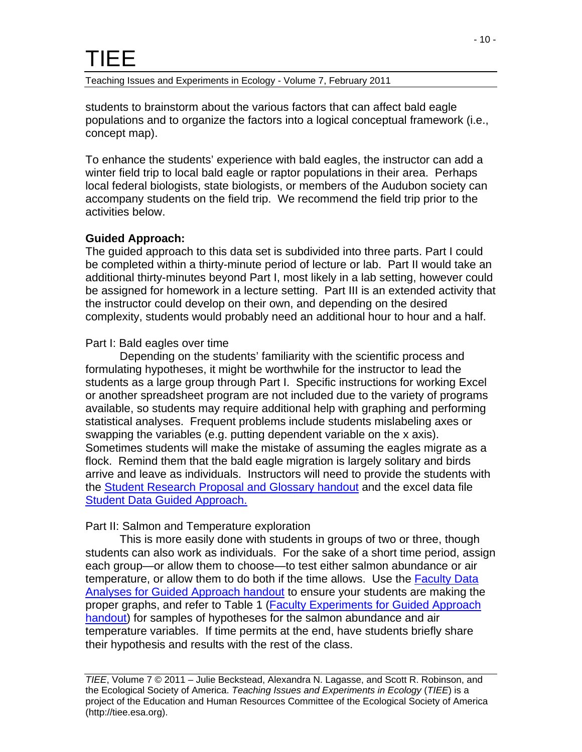students to brainstorm about the various factors that can affect bald eagle populations and to organize the factors into a logical conceptual framework (i.e., concept map).

To enhance the students' experience with bald eagles, the instructor can add a winter field trip to local bald eagle or raptor populations in their area. Perhaps local federal biologists, state biologists, or members of the Audubon society can accompany students on the field trip. We recommend the field trip prior to the activities below.

**Guided Approach:**

The guided approach to this data set is subdivided into three parts. Part I could be completed within a thirty-minute period of lecture or lab. Part II would take an additional thirty-minutes beyond Part I, most likely in a lab setting, however could be assigned for homework in a lecture setting. Part III is an extended activity that the instructor could develop on their own, and depending on the desired complexity, students would probably need an additional hour to hour and a half.

Part I: Bald eagles over time

Depending on the students' familiarity with the scientific process and formulating hypotheses, it might be worthwhile for the instructor to lead the students as a large group through Part I. Specific instructions for working Excel or another spreadsheet program are not included due to the variety of programs available, so students may require additional help with graphing and performing statistical analyses. Frequent problems include students mislabeling axes or swapping the variables (e.g. putting dependent variable on the x axis). Sometimes students will make the mistake of assuming the eagles migrate as a flock. Remind them that the bald eagle migration is largely solitary and birds arrive and leave as individuals. Instructors will need to provide the students with the Student Research Proposal and Glossary handout and the excel data file Student Data Guided Approach.

Part II: Salmon and Temperature exploration

This is more easily done with students in groups of two or three, though students can also work as individuals. For the sake of a short time period, assign each group—or allow them to choose—to test either salmon abundance or air temperature, or allow them to do both if the time allows. Use the Faculty Data Analyses for Guided Approach handout to ensure your students are making the proper graphs, and refer to Table 1 (Faculty Experiments for Guided Approach handout) for samples of hypotheses for the salmon abundance and air temperature variables. If time permits at the end, have students briefly share their hypothesis and results with the rest of the class.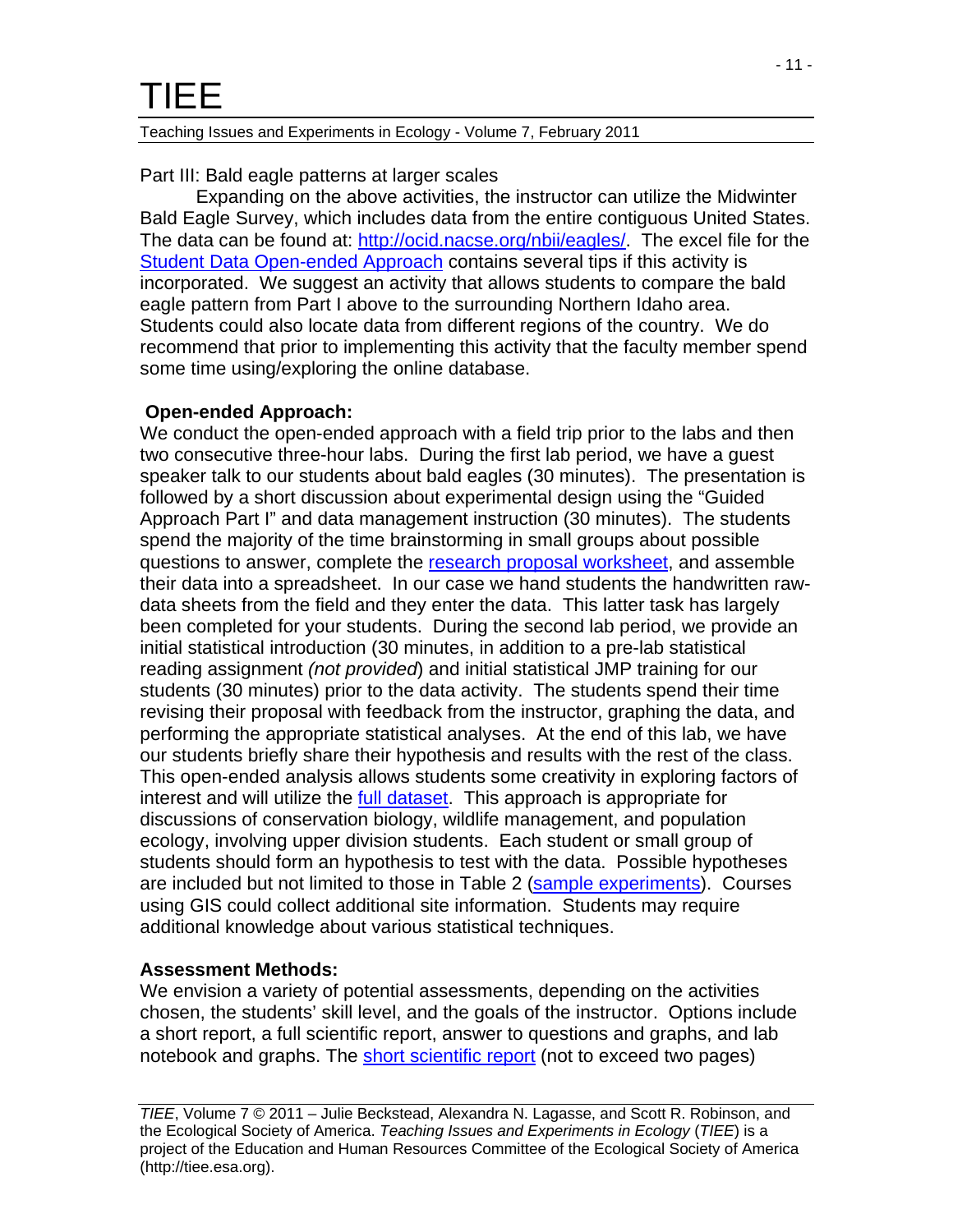Part III: Bald eagle patterns at larger scales

Expanding on the above activities, the instructor can utilize the Midwinter Bald Eagle Survey, which includes data from the entire contiguous United States. The data can be found at: http://ocid.nacse.org/nbii/eagles/. The excel file for the Student Data Open-ended Approach contains several tips if this activity is incorporated. We suggest an activity that allows students to compare the bald eagle pattern from Part I above to the surrounding Northern Idaho area. Students could also locate data from different regions of the country. We do recommend that prior to implementing this activity that the faculty member spend some time using/exploring the online database.

## Open-ended Approach:

We conduct the open-ended approach with a field trip prior to the labs and then two consecutive three-hour labs. During the first lab period, we have a guest speaker talk to our students about bald eagles (30 minutes). The presentation is followed by a short discussion about experimental design using the "Guided Approach Part I" and data management instruction (30 minutes). The students spend the majority of the time brainstorming in small groups about possible questions to answer, complete the research proposal worksheet, and assemble their data into a spreadsheet. In our case we hand students the handwritten raw-data sheets from the field and they enter the data. This latter task has largely been completed for your students. During the second lab period, we provide an initial statistical introduction (30 minutes, in addition to a pre-lab statistical reading assignment *(not provided*) and initial statistical JMP training for our students (30 minutes) prior to the data activity. The students spend their time revising their proposal with feedback from the instructor, graphing the data, and performing the appropriate statistical analyses. At the end of this lab, we have our students briefly share their hypothesis and results with the rest of the class. This open-ended analysis allows students some creativity in exploring factors of interest and will utilize the full dataset. This approach is appropriate for discussions of conservation biology, wildlife management, and population ecology, involving upper division students. Each student or small group of students should form an hypothesis to test with the data. Possible hypotheses are included but not limited to those in Table 2 (sample experiments). Courses using GIS could collect additional site information. Students may require additional knowledge about various statistical techniques.

## Assessment Methods:

We envision a variety of potential assessments, depending on the activities chosen, the students' skill level, and the goals of the instructor. Options include a short report, a full scientific report, answer to questions and graphs, and lab notebook and graphs. The short scientific report (not to exceed two pages)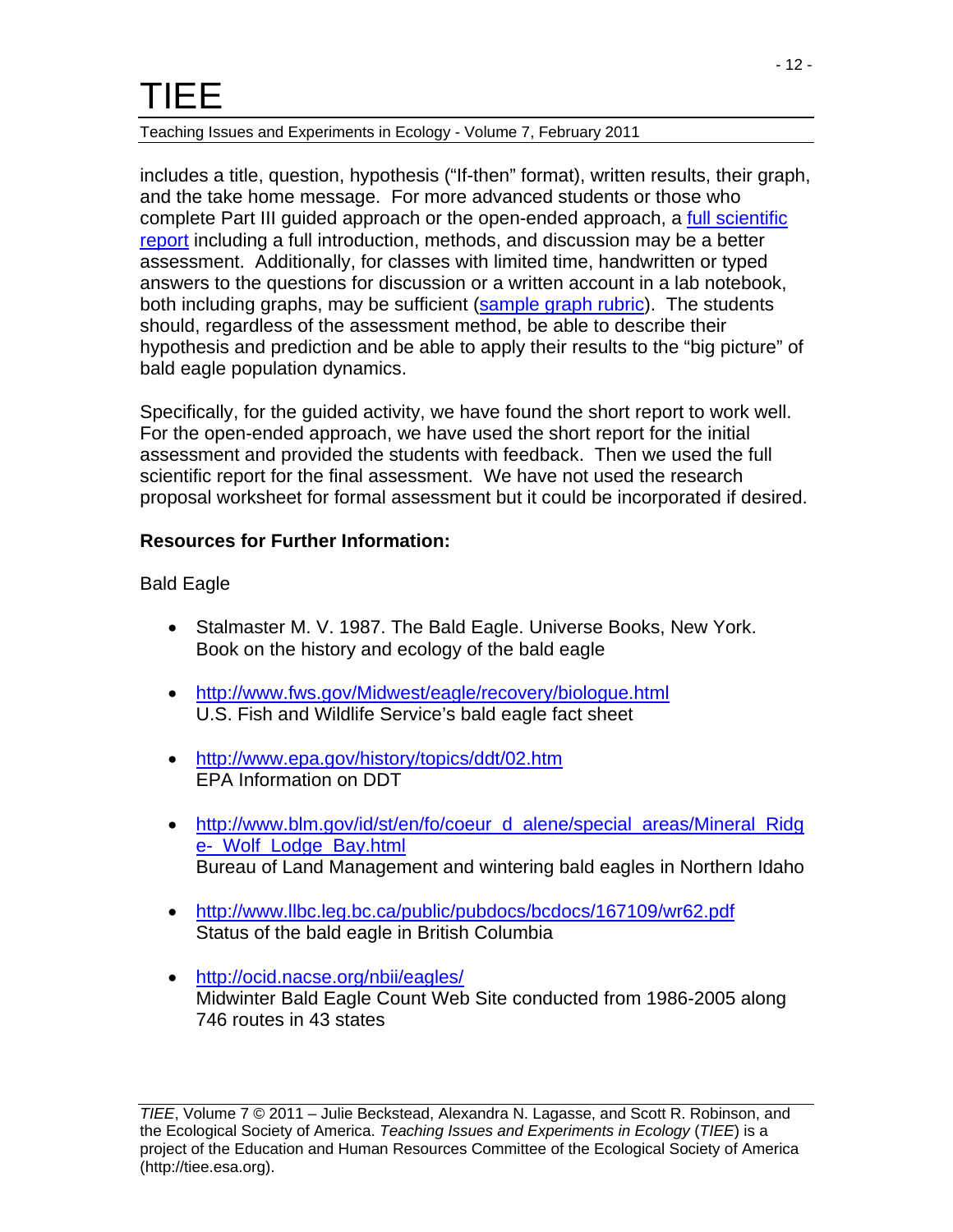includes a title, question, hypothesis ("If-then" format), written results, their graph, and the take home message. For more advanced students or those who complete Part III guided approach or the open-ended approach, a full scientific report including a full introduction, methods, and discussion may be a better assessment. Additionally, for classes with limited time, handwritten or typed answers to the questions for discussion or a written account in a lab notebook, both including graphs, may be sufficient (sample graph rubric). The students should, regardless of the assessment method, be able to describe their hypothesis and prediction and be able to apply their results to the "big picture" of bald eagle population dynamics.

Specifically, for the guided activity, we have found the short report to work well. For the open-ended approach, we have used the short report for the initial assessment and provided the students with feedback. Then we used the full scientific report for the final assessment. We have not used the research proposal worksheet for formal assessment but it could be incorporated if desired.

**Resources for Further Information:**

Bald Eagle

- Stalmaster M. V. 1987. The Bald Eagle. Universe Books, New York. Book on the history and ecology of the bald eagle
- http://www.fws.gov/Midwest/eagle/recovery/biologue.html
  U.S. Fish and Wildlife Service's bald eagle fact sheet
- http://www.epa.gov/history/topics/ddt/02.htm
  EPA Information on DDT
- http://www.blm.gov/id/st/en/fo/coeur_d_alene/special_areas/Mineral_Ridge-_Wolf_Lodge_Bay.html
  Bureau of Land Management and wintering bald eagles in Northern Idaho
- http://www.llbc.leg.bc.ca/public/pubdocs/bcdocs/167109/wr62.pdf
  Status of the bald eagle in British Columbia
- http://ocid.nacse.org/nbii/eagles/
  Midwinter Bald Eagle Count Web Site conducted from 1986-2005 along 746 routes in 43 states

*TIEE*, Volume 7 © 2011 – Julie Beckstead, Alexandra N. Lagasse, and Scott R. Robinson, and the Ecological Society of America. *Teaching Issues and Experiments in Ecology* (*TIEE*) is a project of the Education and Human Resources Committee of the Ecological Society of America (http://tiee.esa.org).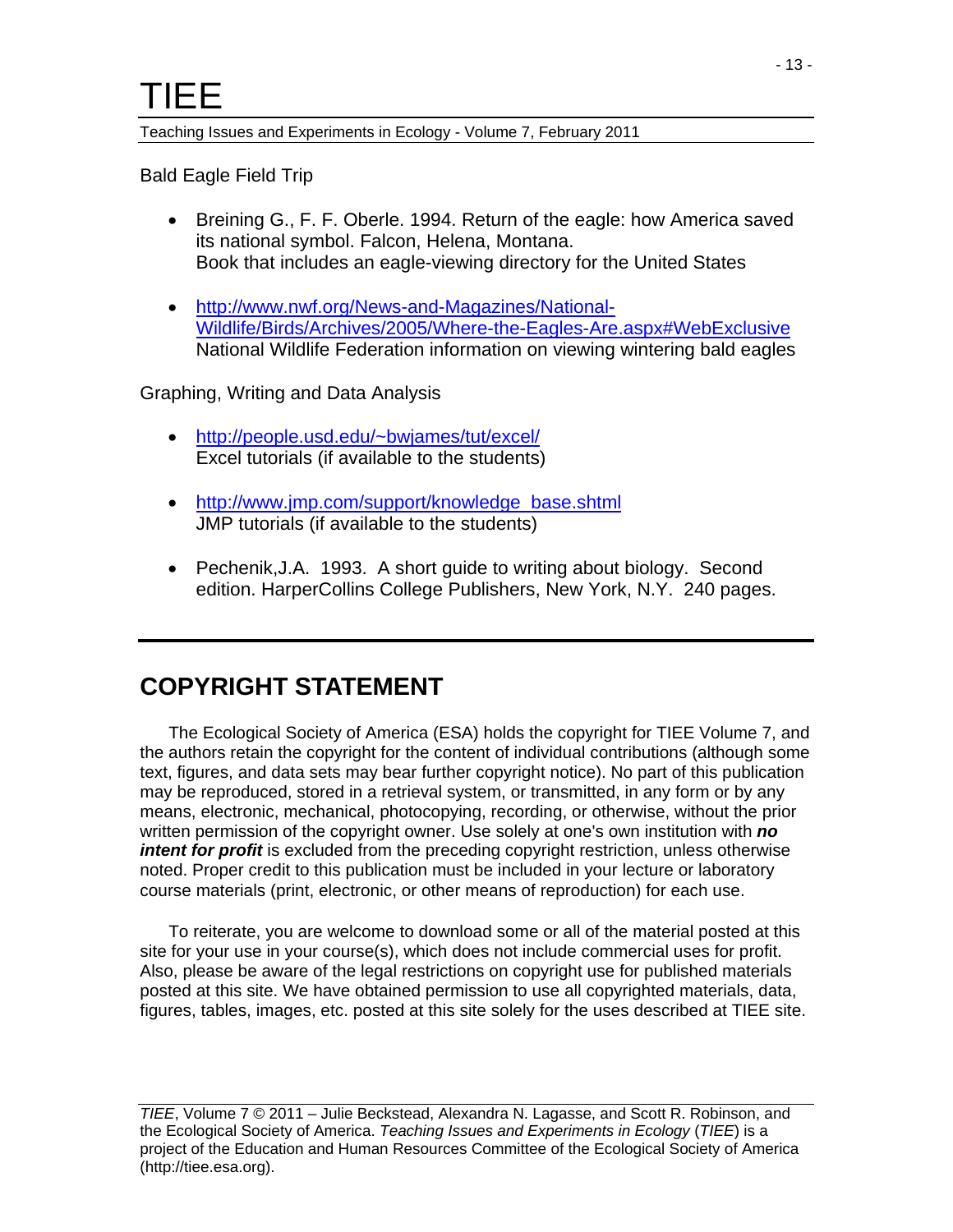Bald Eagle Field Trip

- Breining G., F. F. Oberle. 1994. Return of the eagle: how America saved its national symbol. Falcon, Helena, Montana.
  Book that includes an eagle-viewing directory for the United States

- http://www.nwf.org/News-and-Magazines/National-Wildlife/Birds/Archives/2005/Where-the-Eagles-Are.aspx#WebExclusive
  National Wildlife Federation information on viewing wintering bald eagles

Graphing, Writing and Data Analysis

- http://people.usd.edu/~bwjames/tut/excel/
  Excel tutorials (if available to the students)

- http://www.jmp.com/support/knowledge_base.shtml
  JMP tutorials (if available to the students)

- Pechenik,J.A. 1993. A short guide to writing about biology. Second edition. HarperCollins College Publishers, New York, N.Y. 240 pages.

## COPYRIGHT STATEMENT

The Ecological Society of America (ESA) holds the copyright for TIEE Volume 7, and the authors retain the copyright for the content of individual contributions (although some text, figures, and data sets may bear further copyright notice). No part of this publication may be reproduced, stored in a retrieval system, or transmitted, in any form or by any means, electronic, mechanical, photocopying, recording, or otherwise, without the prior written permission of the copyright owner. Use solely at one's own institution with ***no intent for profit*** is excluded from the preceding copyright restriction, unless otherwise noted. Proper credit to this publication must be included in your lecture or laboratory course materials (print, electronic, or other means of reproduction) for each use.

To reiterate, you are welcome to download some or all of the material posted at this site for your use in your course(s), which does not include commercial uses for profit. Also, please be aware of the legal restrictions on copyright use for published materials posted at this site. We have obtained permission to use all copyrighted materials, data, figures, tables, images, etc. posted at this site solely for the uses described at TIEE site.

*TIEE*, Volume 7 © 2011 – Julie Beckstead, Alexandra N. Lagasse, and Scott R. Robinson, and the Ecological Society of America. *Teaching Issues and Experiments in Ecology* (*TIEE*) is a project of the Education and Human Resources Committee of the Ecological Society of America (http://tiee.esa.org).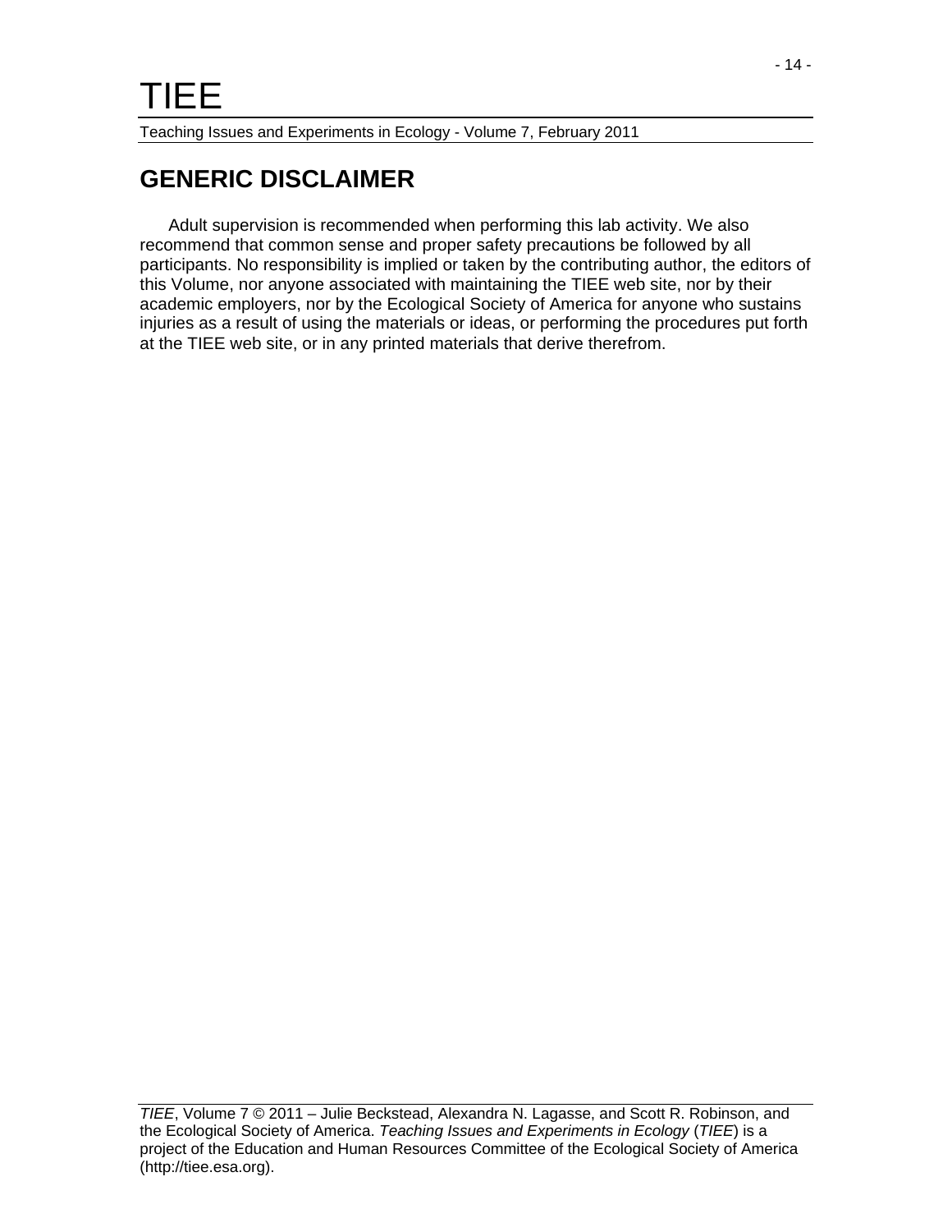## GENERIC DISCLAIMER

Adult supervision is recommended when performing this lab activity. We also recommend that common sense and proper safety precautions be followed by all participants. No responsibility is implied or taken by the contributing author, the editors of this Volume, nor anyone associated with maintaining the TIEE web site, nor by their academic employers, nor by the Ecological Society of America for anyone who sustains injuries as a result of using the materials or ideas, or performing the procedures put forth at the TIEE web site, or in any printed materials that derive therefrom.